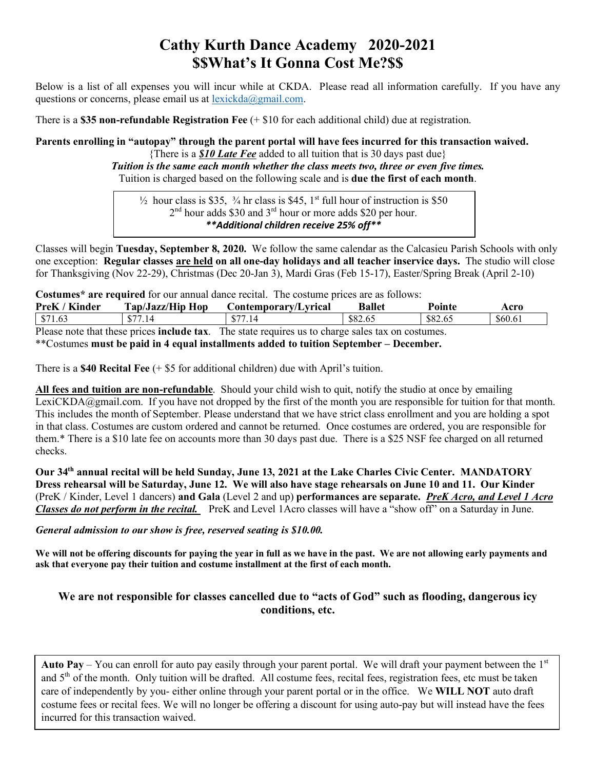# Cathy Kurth Dance Academy 2020-2021
# $$What's It Gonna Cost Me?$$

Below is a list of all expenses you will incur while at CKDA. Please read all information carefully. If you have any questions or concerns, please email us at lexickda@gmail.com.

There is a **$35 non-refundable Registration Fee** (+ $10 for each additional child) due at registration.

**Parents enrolling in "autopay" through the parent portal will have fees incurred for this transaction waived.**

{There is a ***$10 Late Fee*** added to all tuition that is 30 days past due}

***Tuition is the same each month whether the class meets two, three or even five times.***

Tuition is charged based on the following scale and is **due the first of each month**.

> ½ hour class is $35, ¾ hr class is $45, 1st full hour of instruction is $50
> 2nd hour adds $30 and 3rd hour or more adds $20 per hour.
> ***\*\*Additional children receive 25% off\*\****

Classes will begin **Tuesday, September 8, 2020.** We follow the same calendar as the Calcasieu Parish Schools with only one exception: **Regular classes are held on all one-day holidays and all teacher inservice days.** The studio will close for Thanksgiving (Nov 22-29), Christmas (Dec 20-Jan 3), Mardi Gras (Feb 15-17), Easter/Spring Break (April 2-10)

**Costumes\* are required** for our annual dance recital. The costume prices are as follows:

| PreK / Kinder | Tap/Jazz/Hip Hop | Contemporary/Lyrical | Ballet | Pointe | Acro |
|---|---|---|---|---|---|
| $71.63 | $77.14 | $77.14 | $82.65 | $82.65 | $60.61 |

Please note that these prices **include tax**. The state requires us to charge sales tax on costumes.

\*\*Costumes **must be paid in 4 equal installments added to tuition September – December.**

There is a **$40 Recital Fee** (+ $5 for additional children) due with April's tuition.

**All fees and tuition are non-refundable**. Should your child wish to quit, notify the studio at once by emailing LexiCKDA@gmail.com. If you have not dropped by the first of the month you are responsible for tuition for that month. This includes the month of September. Please understand that we have strict class enrollment and you are holding a spot in that class. Costumes are custom ordered and cannot be returned. Once costumes are ordered, you are responsible for them.\* There is a $10 late fee on accounts more than 30 days past due. There is a $25 NSF fee charged on all returned checks.

**Our 34th annual recital will be held Sunday, June 13, 2021 at the Lake Charles Civic Center. MANDATORY Dress rehearsal will be Saturday, June 12. We will also have stage rehearsals on June 10 and 11. Our Kinder** (PreK / Kinder, Level 1 dancers) **and Gala** (Level 2 and up) **performances are separate. *PreK Acro, and Level 1 Acro Classes do not perform in the recital.*** PreK and Level 1Acro classes will have a "show off" on a Saturday in June.

***General admission to our show is free, reserved seating is $10.00.***

**We will not be offering discounts for paying the year in full as we have in the past. We are not allowing early payments and ask that everyone pay their tuition and costume installment at the first of each month.**

**We are not responsible for classes cancelled due to "acts of God" such as flooding, dangerous icy conditions, etc.**

**Auto Pay** – You can enroll for auto pay easily through your parent portal. We will draft your payment between the 1st and 5th of the month. Only tuition will be drafted. All costume fees, recital fees, registration fees, etc must be taken care of independently by you- either online through your parent portal or in the office. We **WILL NOT** auto draft costume fees or recital fees. We will no longer be offering a discount for using auto-pay but will instead have the fees incurred for this transaction waived.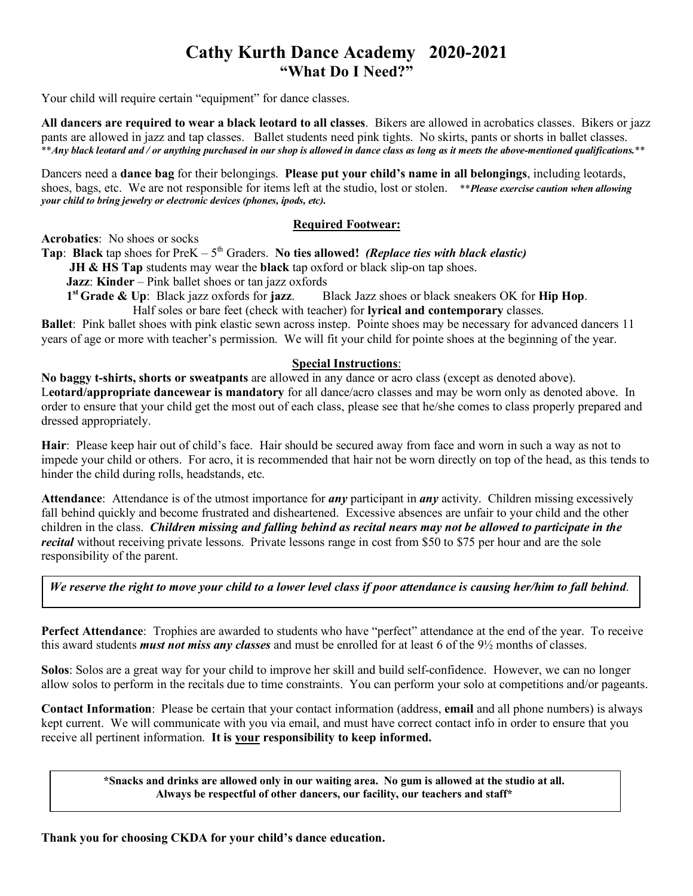# Cathy Kurth Dance Academy 2020-2021

## "What Do I Need?"

Your child will require certain "equipment" for dance classes.

**All dancers are required to wear a black leotard to all classes**. Bikers are allowed in acrobatics classes. Bikers or jazz pants are allowed in jazz and tap classes. Ballet students need pink tights. No skirts, pants or shorts in ballet classes.
***Any black leotard and / or anything purchased in our shop is allowed in dance class as long as it meets the above-mentioned qualifications.***

Dancers need a **dance bag** for their belongings. **Please put your child's name in all belongings**, including leotards, shoes, bags, etc. We are not responsible for items left at the studio, lost or stolen. ***Please exercise caution when allowing your child to bring jewelry or electronic devices (phones, ipods, etc).***

### Required Footwear:

**Acrobatics**: No shoes or socks

**Tap**: **Black** tap shoes for PreK – 5th Graders. **No ties allowed!** ***(Replace ties with black elastic)***

**JH & HS Tap** students may wear the **black** tap oxford or black slip-on tap shoes.

**Jazz**: **Kinder** – Pink ballet shoes or tan jazz oxfords

**1st Grade & Up**: Black jazz oxfords for **jazz**. Black Jazz shoes or black sneakers OK for **Hip Hop**. Half soles or bare feet (check with teacher) for **lyrical and contemporary** classes.

**Ballet**: Pink ballet shoes with pink elastic sewn across instep. Pointe shoes may be necessary for advanced dancers 11 years of age or more with teacher's permission. We will fit your child for pointe shoes at the beginning of the year.

### Special Instructions:

**No baggy t-shirts, shorts or sweatpants** are allowed in any dance or acro class (except as denoted above). **Leotard/appropriate dancewear is mandatory** for all dance/acro classes and may be worn only as denoted above. In order to ensure that your child get the most out of each class, please see that he/she comes to class properly prepared and dressed appropriately.

**Hair**: Please keep hair out of child's face. Hair should be secured away from face and worn in such a way as not to impede your child or others. For acro, it is recommended that hair not be worn directly on top of the head, as this tends to hinder the child during rolls, headstands, etc.

**Attendance**: Attendance is of the utmost importance for ***any*** participant in ***any*** activity. Children missing excessively fall behind quickly and become frustrated and disheartened. Excessive absences are unfair to your child and the other children in the class. ***Children missing and falling behind as recital nears may not be allowed to participate in the recital*** without receiving private lessons. Private lessons range in cost from $50 to $75 per hour and are the sole responsibility of the parent.

***We reserve the right to move your child to a lower level class if poor attendance is causing her/him to fall behind.***

**Perfect Attendance**: Trophies are awarded to students who have "perfect" attendance at the end of the year. To receive this award students ***must not miss any classes*** and must be enrolled for at least 6 of the 9½ months of classes.

**Solos**: Solos are a great way for your child to improve her skill and build self-confidence. However, we can no longer allow solos to perform in the recitals due to time constraints. You can perform your solo at competitions and/or pageants.

**Contact Information**: Please be certain that your contact information (address, **email** and all phone numbers) is always kept current. We will communicate with you via email, and must have correct contact info in order to ensure that you receive all pertinent information. **It is your responsibility to keep informed.**

**\*Snacks and drinks are allowed only in our waiting area. No gum is allowed at the studio at all. Always be respectful of other dancers, our facility, our teachers and staff\***

**Thank you for choosing CKDA for your child's dance education.**